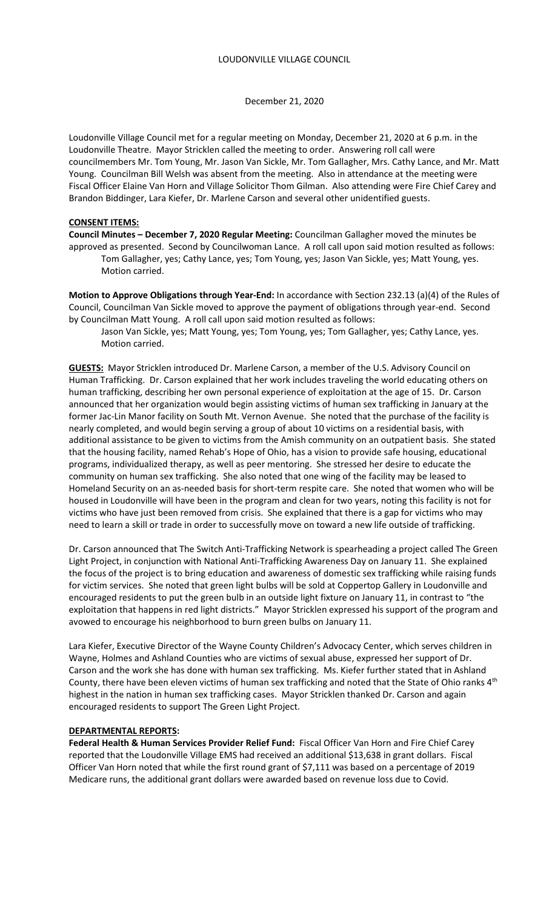# LOUDONVILLE VILLAGE COUNCIL

December 21, 2020

Loudonville Village Council met for a regular meeting on Monday, December 21, 2020 at 6 p.m. in the Loudonville Theatre. Mayor Stricklen called the meeting to order. Answering roll call were councilmembers Mr. Tom Young, Mr. Jason Van Sickle, Mr. Tom Gallagher, Mrs. Cathy Lance, and Mr. Matt Young. Councilman Bill Welsh was absent from the meeting. Also in attendance at the meeting were Fiscal Officer Elaine Van Horn and Village Solicitor Thom Gilman. Also attending were Fire Chief Carey and Brandon Biddinger, Lara Kiefer, Dr. Marlene Carson and several other unidentified guests.

## CONSENT ITEMS:

**Council Minutes – December 7, 2020 Regular Meeting:** Councilman Gallagher moved the minutes be approved as presented. Second by Councilwoman Lance. A roll call upon said motion resulted as follows:

Tom Gallagher, yes; Cathy Lance, yes; Tom Young, yes; Jason Van Sickle, yes; Matt Young, yes. Motion carried.

**Motion to Approve Obligations through Year-End:** In accordance with Section 232.13 (a)(4) of the Rules of Council, Councilman Van Sickle moved to approve the payment of obligations through year-end. Second by Councilman Matt Young. A roll call upon said motion resulted as follows:

Jason Van Sickle, yes; Matt Young, yes; Tom Young, yes; Tom Gallagher, yes; Cathy Lance, yes. Motion carried.

**GUESTS:** Mayor Stricklen introduced Dr. Marlene Carson, a member of the U.S. Advisory Council on Human Trafficking. Dr. Carson explained that her work includes traveling the world educating others on human trafficking, describing her own personal experience of exploitation at the age of 15. Dr. Carson announced that her organization would begin assisting victims of human sex trafficking in January at the former Jac-Lin Manor facility on South Mt. Vernon Avenue. She noted that the purchase of the facility is nearly completed, and would begin serving a group of about 10 victims on a residential basis, with additional assistance to be given to victims from the Amish community on an outpatient basis. She stated that the housing facility, named Rehab's Hope of Ohio, has a vision to provide safe housing, educational programs, individualized therapy, as well as peer mentoring. She stressed her desire to educate the community on human sex trafficking. She also noted that one wing of the facility may be leased to Homeland Security on an as-needed basis for short-term respite care. She noted that women who will be housed in Loudonville will have been in the program and clean for two years, noting this facility is not for victims who have just been removed from crisis. She explained that there is a gap for victims who may need to learn a skill or trade in order to successfully move on toward a new life outside of trafficking.

Dr. Carson announced that The Switch Anti-Trafficking Network is spearheading a project called The Green Light Project, in conjunction with National Anti-Trafficking Awareness Day on January 11. She explained the focus of the project is to bring education and awareness of domestic sex trafficking while raising funds for victim services. She noted that green light bulbs will be sold at Coppertop Gallery in Loudonville and encouraged residents to put the green bulb in an outside light fixture on January 11, in contrast to "the exploitation that happens in red light districts." Mayor Stricklen expressed his support of the program and avowed to encourage his neighborhood to burn green bulbs on January 11.

Lara Kiefer, Executive Director of the Wayne County Children's Advocacy Center, which serves children in Wayne, Holmes and Ashland Counties who are victims of sexual abuse, expressed her support of Dr. Carson and the work she has done with human sex trafficking. Ms. Kiefer further stated that in Ashland County, there have been eleven victims of human sex trafficking and noted that the State of Ohio ranks 4th highest in the nation in human sex trafficking cases. Mayor Stricklen thanked Dr. Carson and again encouraged residents to support The Green Light Project.

## DEPARTMENTAL REPORTS:

**Federal Health & Human Services Provider Relief Fund:** Fiscal Officer Van Horn and Fire Chief Carey reported that the Loudonville Village EMS had received an additional $13,638 in grant dollars. Fiscal Officer Van Horn noted that while the first round grant of $7,111 was based on a percentage of 2019 Medicare runs, the additional grant dollars were awarded based on revenue loss due to Covid.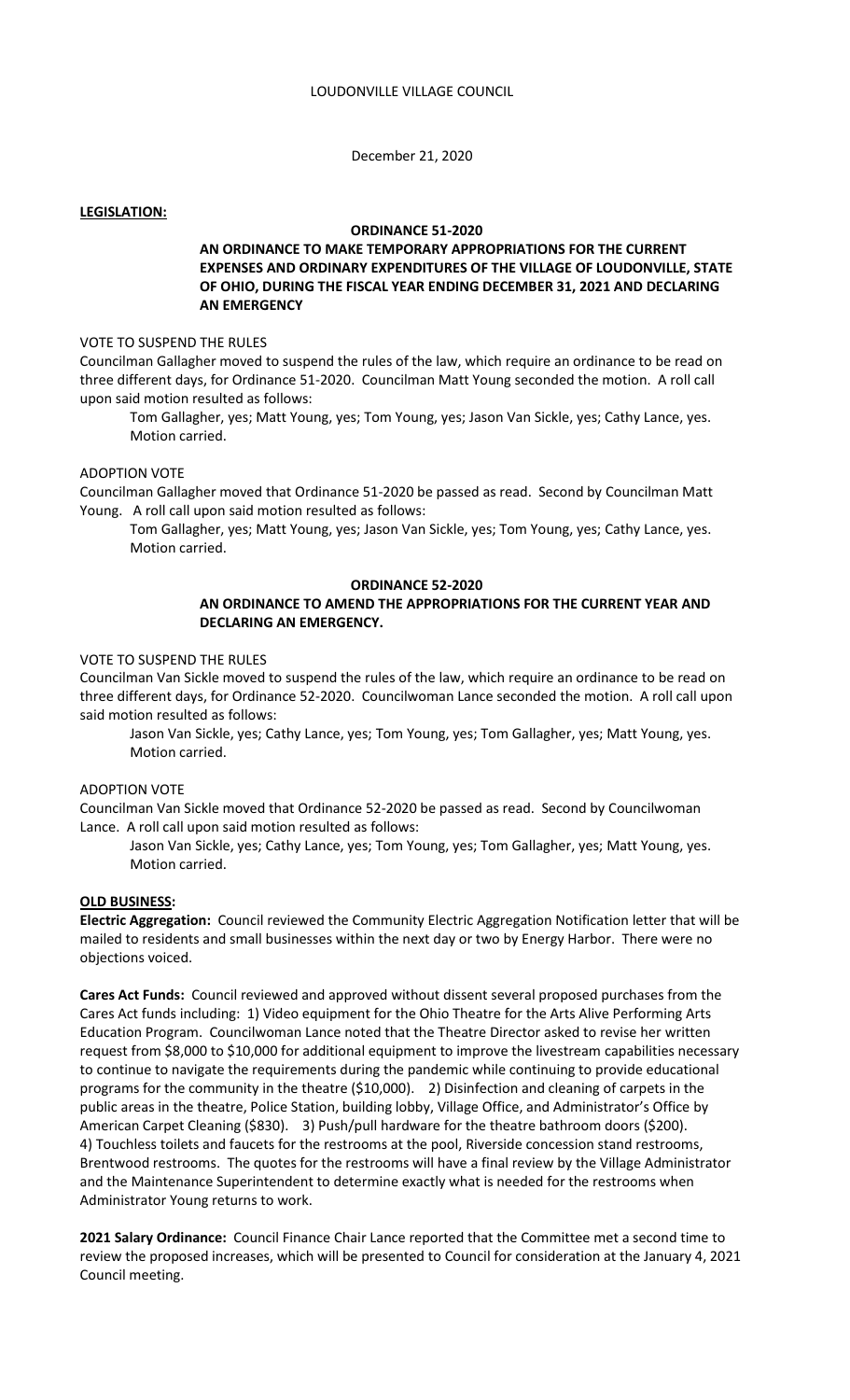LOUDONVILLE VILLAGE COUNCIL

December 21, 2020

**LEGISLATION:**

**ORDINANCE 51-2020**

**AN ORDINANCE TO MAKE TEMPORARY APPROPRIATIONS FOR THE CURRENT EXPENSES AND ORDINARY EXPENDITURES OF THE VILLAGE OF LOUDONVILLE, STATE OF OHIO, DURING THE FISCAL YEAR ENDING DECEMBER 31, 2021 AND DECLARING AN EMERGENCY**

VOTE TO SUSPEND THE RULES

Councilman Gallagher moved to suspend the rules of the law, which require an ordinance to be read on three different days, for Ordinance 51-2020. Councilman Matt Young seconded the motion. A roll call upon said motion resulted as follows:

Tom Gallagher, yes; Matt Young, yes; Tom Young, yes; Jason Van Sickle, yes; Cathy Lance, yes. Motion carried.

ADOPTION VOTE

Councilman Gallagher moved that Ordinance 51-2020 be passed as read. Second by Councilman Matt Young. A roll call upon said motion resulted as follows:

Tom Gallagher, yes; Matt Young, yes; Jason Van Sickle, yes; Tom Young, yes; Cathy Lance, yes. Motion carried.

**ORDINANCE 52-2020**

**AN ORDINANCE TO AMEND THE APPROPRIATIONS FOR THE CURRENT YEAR AND DECLARING AN EMERGENCY.**

VOTE TO SUSPEND THE RULES

Councilman Van Sickle moved to suspend the rules of the law, which require an ordinance to be read on three different days, for Ordinance 52-2020. Councilwoman Lance seconded the motion. A roll call upon said motion resulted as follows:

Jason Van Sickle, yes; Cathy Lance, yes; Tom Young, yes; Tom Gallagher, yes; Matt Young, yes. Motion carried.

ADOPTION VOTE

Councilman Van Sickle moved that Ordinance 52-2020 be passed as read. Second by Councilwoman Lance. A roll call upon said motion resulted as follows:

Jason Van Sickle, yes; Cathy Lance, yes; Tom Young, yes; Tom Gallagher, yes; Matt Young, yes. Motion carried.

**OLD BUSINESS:**

**Electric Aggregation:** Council reviewed the Community Electric Aggregation Notification letter that will be mailed to residents and small businesses within the next day or two by Energy Harbor. There were no objections voiced.

**Cares Act Funds:** Council reviewed and approved without dissent several proposed purchases from the Cares Act funds including: 1) Video equipment for the Ohio Theatre for the Arts Alive Performing Arts Education Program. Councilwoman Lance noted that the Theatre Director asked to revise her written request from $8,000 to $10,000 for additional equipment to improve the livestream capabilities necessary to continue to navigate the requirements during the pandemic while continuing to provide educational programs for the community in the theatre ($10,000). 2) Disinfection and cleaning of carpets in the public areas in the theatre, Police Station, building lobby, Village Office, and Administrator's Office by American Carpet Cleaning ($830). 3) Push/pull hardware for the theatre bathroom doors ($200). 4) Touchless toilets and faucets for the restrooms at the pool, Riverside concession stand restrooms, Brentwood restrooms. The quotes for the restrooms will have a final review by the Village Administrator and the Maintenance Superintendent to determine exactly what is needed for the restrooms when Administrator Young returns to work.

**2021 Salary Ordinance:** Council Finance Chair Lance reported that the Committee met a second time to review the proposed increases, which will be presented to Council for consideration at the January 4, 2021 Council meeting.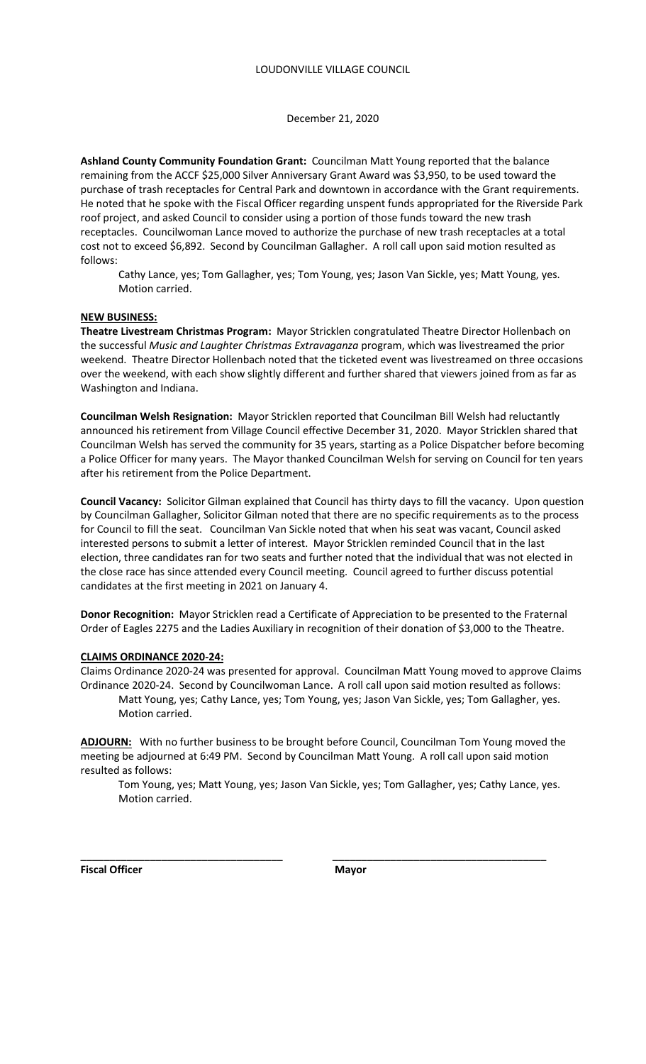LOUDONVILLE VILLAGE COUNCIL

December 21, 2020

**Ashland County Community Foundation Grant:** Councilman Matt Young reported that the balance remaining from the ACCF $25,000 Silver Anniversary Grant Award was $3,950, to be used toward the purchase of trash receptacles for Central Park and downtown in accordance with the Grant requirements. He noted that he spoke with the Fiscal Officer regarding unspent funds appropriated for the Riverside Park roof project, and asked Council to consider using a portion of those funds toward the new trash receptacles. Councilwoman Lance moved to authorize the purchase of new trash receptacles at a total cost not to exceed $6,892. Second by Councilman Gallagher. A roll call upon said motion resulted as follows:

Cathy Lance, yes; Tom Gallagher, yes; Tom Young, yes; Jason Van Sickle, yes; Matt Young, yes. Motion carried.

**NEW BUSINESS:**

**Theatre Livestream Christmas Program:** Mayor Stricklen congratulated Theatre Director Hollenbach on the successful *Music and Laughter Christmas Extravaganza* program, which was livestreamed the prior weekend. Theatre Director Hollenbach noted that the ticketed event was livestreamed on three occasions over the weekend, with each show slightly different and further shared that viewers joined from as far as Washington and Indiana.

**Councilman Welsh Resignation:** Mayor Stricklen reported that Councilman Bill Welsh had reluctantly announced his retirement from Village Council effective December 31, 2020. Mayor Stricklen shared that Councilman Welsh has served the community for 35 years, starting as a Police Dispatcher before becoming a Police Officer for many years. The Mayor thanked Councilman Welsh for serving on Council for ten years after his retirement from the Police Department.

**Council Vacancy:** Solicitor Gilman explained that Council has thirty days to fill the vacancy. Upon question by Councilman Gallagher, Solicitor Gilman noted that there are no specific requirements as to the process for Council to fill the seat. Councilman Van Sickle noted that when his seat was vacant, Council asked interested persons to submit a letter of interest. Mayor Stricklen reminded Council that in the last election, three candidates ran for two seats and further noted that the individual that was not elected in the close race has since attended every Council meeting. Council agreed to further discuss potential candidates at the first meeting in 2021 on January 4.

**Donor Recognition:** Mayor Stricklen read a Certificate of Appreciation to be presented to the Fraternal Order of Eagles 2275 and the Ladies Auxiliary in recognition of their donation of $3,000 to the Theatre.

**CLAIMS ORDINANCE 2020-24:**

Claims Ordinance 2020-24 was presented for approval. Councilman Matt Young moved to approve Claims Ordinance 2020-24. Second by Councilwoman Lance. A roll call upon said motion resulted as follows:

Matt Young, yes; Cathy Lance, yes; Tom Young, yes; Jason Van Sickle, yes; Tom Gallagher, yes. Motion carried.

**ADJOURN:** With no further business to be brought before Council, Councilman Tom Young moved the meeting be adjourned at 6:49 PM. Second by Councilman Matt Young. A roll call upon said motion resulted as follows:

Tom Young, yes; Matt Young, yes; Jason Van Sickle, yes; Tom Gallagher, yes; Cathy Lance, yes. Motion carried.

\_\_\_\_\_\_\_\_\_\_\_\_\_\_\_\_\_\_\_\_\_\_\_\_\_\_\_\_\_\_\_\_\_\_\_ \_\_\_\_\_\_\_\_\_\_\_\_\_\_\_\_\_\_\_\_\_\_\_\_\_\_\_\_\_\_\_\_\_\_\_\_\_

**Fiscal Officer** **Mayor**